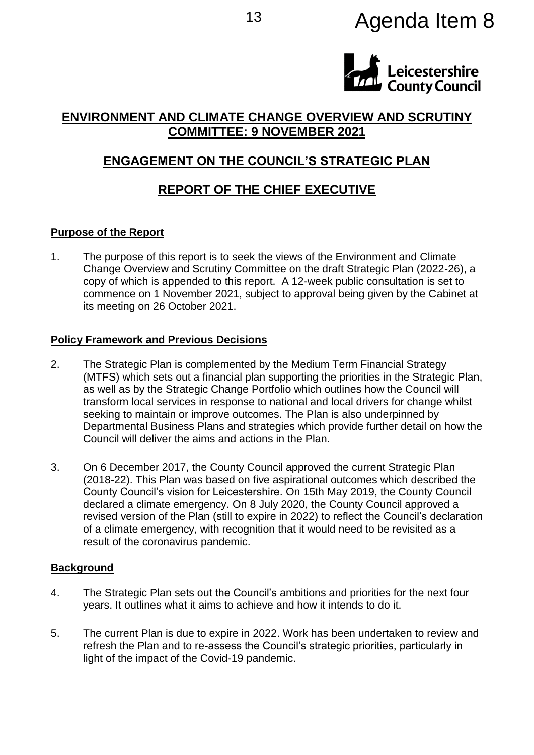# Agenda Item 8

## ENVIRONMENT AND CLIMATE CHANGE OVERVIEW AND SCRUTINY COMMITTEE: 9 NOVEMBER 2021

## ENGAGEMENT ON THE COUNCIL'S STRATEGIC PLAN

## REPORT OF THE CHIEF EXECUTIVE

### Purpose of the Report

1. The purpose of this report is to seek the views of the Environment and Climate Change Overview and Scrutiny Committee on the draft Strategic Plan (2022-26), a copy of which is appended to this report. A 12-week public consultation is set to commence on 1 November 2021, subject to approval being given by the Cabinet at its meeting on 26 October 2021.

### Policy Framework and Previous Decisions

2. The Strategic Plan is complemented by the Medium Term Financial Strategy (MTFS) which sets out a financial plan supporting the priorities in the Strategic Plan, as well as by the Strategic Change Portfolio which outlines how the Council will transform local services in response to national and local drivers for change whilst seeking to maintain or improve outcomes. The Plan is also underpinned by Departmental Business Plans and strategies which provide further detail on how the Council will deliver the aims and actions in the Plan.

3. On 6 December 2017, the County Council approved the current Strategic Plan (2018-22). This Plan was based on five aspirational outcomes which described the County Council's vision for Leicestershire. On 15th May 2019, the County Council declared a climate emergency. On 8 July 2020, the County Council approved a revised version of the Plan (still to expire in 2022) to reflect the Council's declaration of a climate emergency, with recognition that it would need to be revisited as a result of the coronavirus pandemic.

### Background

4. The Strategic Plan sets out the Council's ambitions and priorities for the next four years. It outlines what it aims to achieve and how it intends to do it.

5. The current Plan is due to expire in 2022. Work has been undertaken to review and refresh the Plan and to re-assess the Council's strategic priorities, particularly in light of the impact of the Covid-19 pandemic.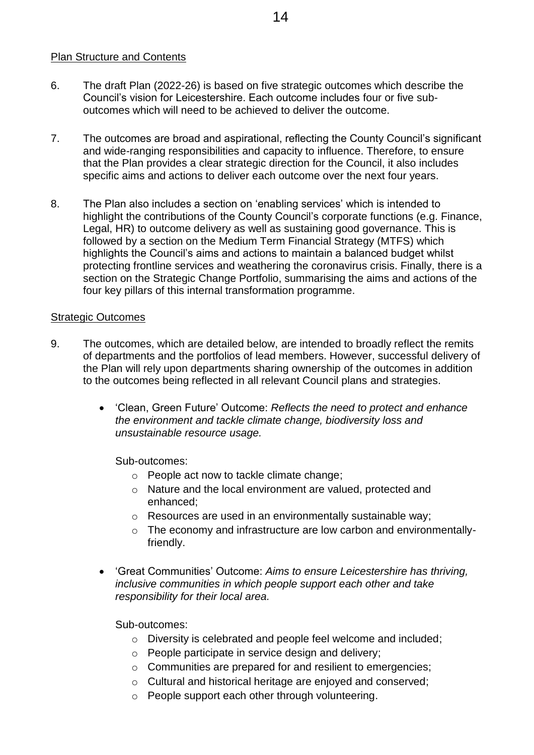Plan Structure and Contents

6. The draft Plan (2022-26) is based on five strategic outcomes which describe the Council's vision for Leicestershire. Each outcome includes four or five sub-outcomes which will need to be achieved to deliver the outcome.

7. The outcomes are broad and aspirational, reflecting the County Council's significant and wide-ranging responsibilities and capacity to influence. Therefore, to ensure that the Plan provides a clear strategic direction for the Council, it also includes specific aims and actions to deliver each outcome over the next four years.

8. The Plan also includes a section on 'enabling services' which is intended to highlight the contributions of the County Council's corporate functions (e.g. Finance, Legal, HR) to outcome delivery as well as sustaining good governance. This is followed by a section on the Medium Term Financial Strategy (MTFS) which highlights the Council's aims and actions to maintain a balanced budget whilst protecting frontline services and weathering the coronavirus crisis. Finally, there is a section on the Strategic Change Portfolio, summarising the aims and actions of the four key pillars of this internal transformation programme.

Strategic Outcomes

9. The outcomes, which are detailed below, are intended to broadly reflect the remits of departments and the portfolios of lead members. However, successful delivery of the Plan will rely upon departments sharing ownership of the outcomes in addition to the outcomes being reflected in all relevant Council plans and strategies.

   - 'Clean, Green Future' Outcome: *Reflects the need to protect and enhance the environment and tackle climate change, biodiversity loss and unsustainable resource usage.*

     Sub-outcomes:
     - People act now to tackle climate change;
     - Nature and the local environment are valued, protected and enhanced;
     - Resources are used in an environmentally sustainable way;
     - The economy and infrastructure are low carbon and environmentally-friendly.

   - 'Great Communities' Outcome: *Aims to ensure Leicestershire has thriving, inclusive communities in which people support each other and take responsibility for their local area.*

     Sub-outcomes:
     - Diversity is celebrated and people feel welcome and included;
     - People participate in service design and delivery;
     - Communities are prepared for and resilient to emergencies;
     - Cultural and historical heritage are enjoyed and conserved;
     - People support each other through volunteering.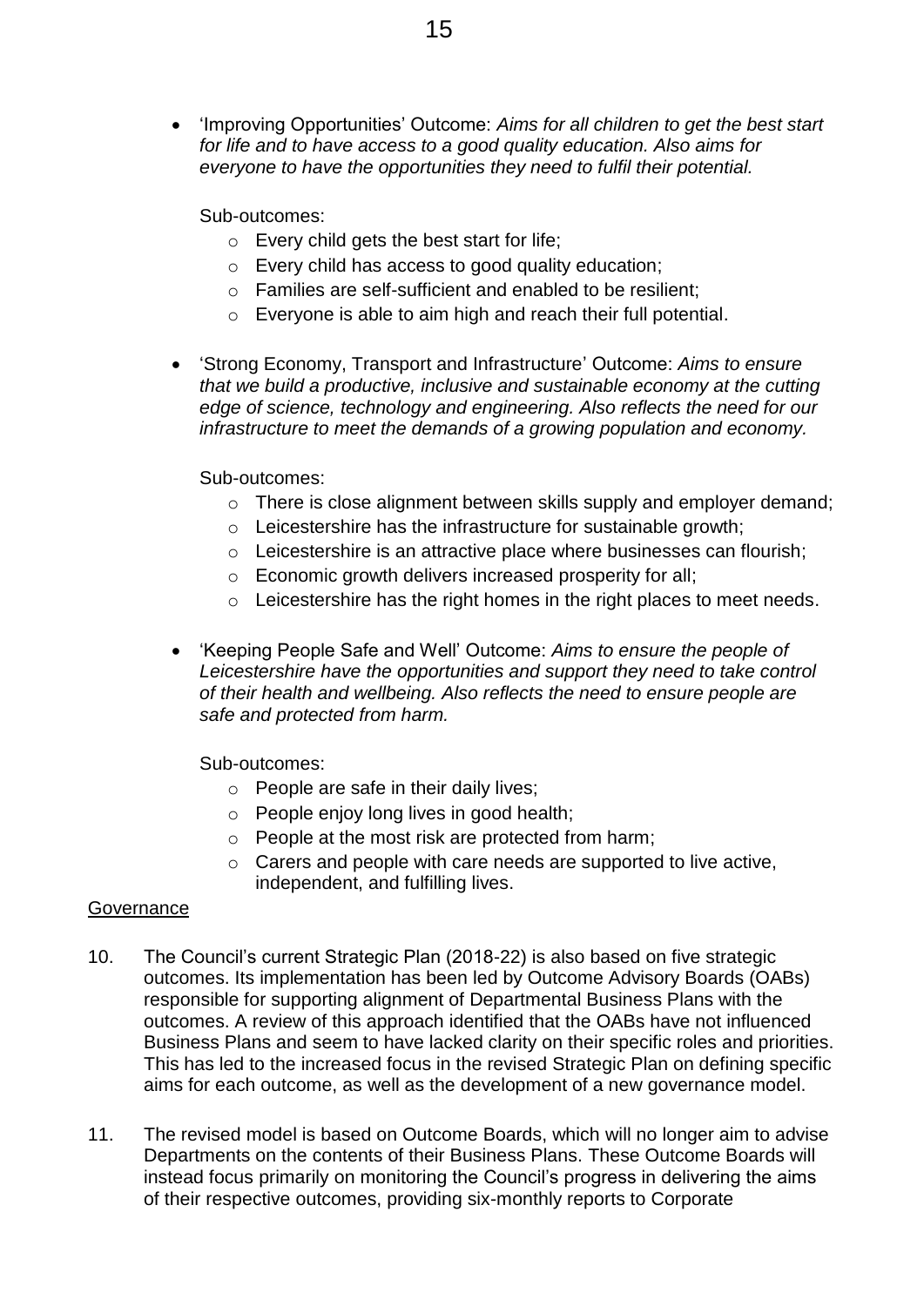- 'Improving Opportunities' Outcome: *Aims for all children to get the best start for life and to have access to a good quality education. Also aims for everyone to have the opportunities they need to fulfil their potential.*

  Sub-outcomes:
  - Every child gets the best start for life;
  - Every child has access to good quality education;
  - Families are self-sufficient and enabled to be resilient;
  - Everyone is able to aim high and reach their full potential.

- 'Strong Economy, Transport and Infrastructure' Outcome: *Aims to ensure that we build a productive, inclusive and sustainable economy at the cutting edge of science, technology and engineering. Also reflects the need for our infrastructure to meet the demands of a growing population and economy.*

  Sub-outcomes:
  - There is close alignment between skills supply and employer demand;
  - Leicestershire has the infrastructure for sustainable growth;
  - Leicestershire is an attractive place where businesses can flourish;
  - Economic growth delivers increased prosperity for all;
  - Leicestershire has the right homes in the right places to meet needs.

- 'Keeping People Safe and Well' Outcome: *Aims to ensure the people of Leicestershire have the opportunities and support they need to take control of their health and wellbeing. Also reflects the need to ensure people are safe and protected from harm.*

  Sub-outcomes:
  - People are safe in their daily lives;
  - People enjoy long lives in good health;
  - People at the most risk are protected from harm;
  - Carers and people with care needs are supported to live active, independent, and fulfilling lives.

<u>Governance</u>

10. The Council's current Strategic Plan (2018-22) is also based on five strategic outcomes. Its implementation has been led by Outcome Advisory Boards (OABs) responsible for supporting alignment of Departmental Business Plans with the outcomes. A review of this approach identified that the OABs have not influenced Business Plans and seem to have lacked clarity on their specific roles and priorities. This has led to the increased focus in the revised Strategic Plan on defining specific aims for each outcome, as well as the development of a new governance model.

11. The revised model is based on Outcome Boards, which will no longer aim to advise Departments on the contents of their Business Plans. These Outcome Boards will instead focus primarily on monitoring the Council's progress in delivering the aims of their respective outcomes, providing six-monthly reports to Corporate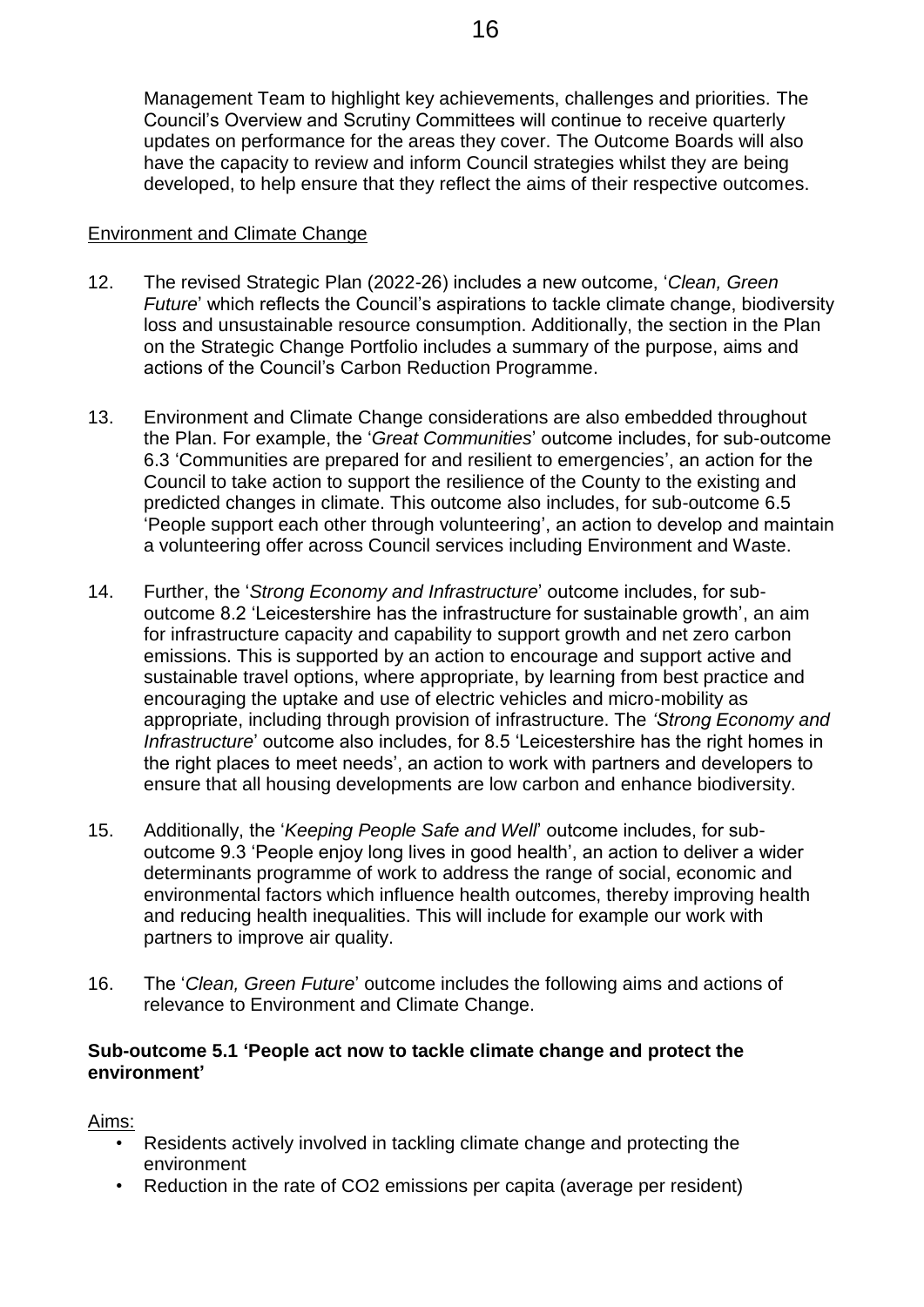Management Team to highlight key achievements, challenges and priorities. The Council's Overview and Scrutiny Committees will continue to receive quarterly updates on performance for the areas they cover. The Outcome Boards will also have the capacity to review and inform Council strategies whilst they are being developed, to help ensure that they reflect the aims of their respective outcomes.

## Environment and Climate Change

12. The revised Strategic Plan (2022-26) includes a new outcome, '*Clean, Green Future*' which reflects the Council's aspirations to tackle climate change, biodiversity loss and unsustainable resource consumption. Additionally, the section in the Plan on the Strategic Change Portfolio includes a summary of the purpose, aims and actions of the Council's Carbon Reduction Programme.

13. Environment and Climate Change considerations are also embedded throughout the Plan. For example, the '*Great Communities*' outcome includes, for sub-outcome 6.3 'Communities are prepared for and resilient to emergencies', an action for the Council to take action to support the resilience of the County to the existing and predicted changes in climate. This outcome also includes, for sub-outcome 6.5 'People support each other through volunteering', an action to develop and maintain a volunteering offer across Council services including Environment and Waste.

14. Further, the '*Strong Economy and Infrastructure*' outcome includes, for sub-outcome 8.2 'Leicestershire has the infrastructure for sustainable growth', an aim for infrastructure capacity and capability to support growth and net zero carbon emissions. This is supported by an action to encourage and support active and sustainable travel options, where appropriate, by learning from best practice and encouraging the uptake and use of electric vehicles and micro-mobility as appropriate, including through provision of infrastructure. The *'Strong Economy and Infrastructure*' outcome also includes, for 8.5 'Leicestershire has the right homes in the right places to meet needs', an action to work with partners and developers to ensure that all housing developments are low carbon and enhance biodiversity.

15. Additionally, the '*Keeping People Safe and Well*' outcome includes, for sub-outcome 9.3 'People enjoy long lives in good health', an action to deliver a wider determinants programme of work to address the range of social, economic and environmental factors which influence health outcomes, thereby improving health and reducing health inequalities. This will include for example our work with partners to improve air quality.

16. The '*Clean, Green Future*' outcome includes the following aims and actions of relevance to Environment and Climate Change.

**Sub-outcome 5.1 'People act now to tackle climate change and protect the environment'**

Aims:

- Residents actively involved in tackling climate change and protecting the environment
- Reduction in the rate of $CO_2$ emissions per capita (average per resident)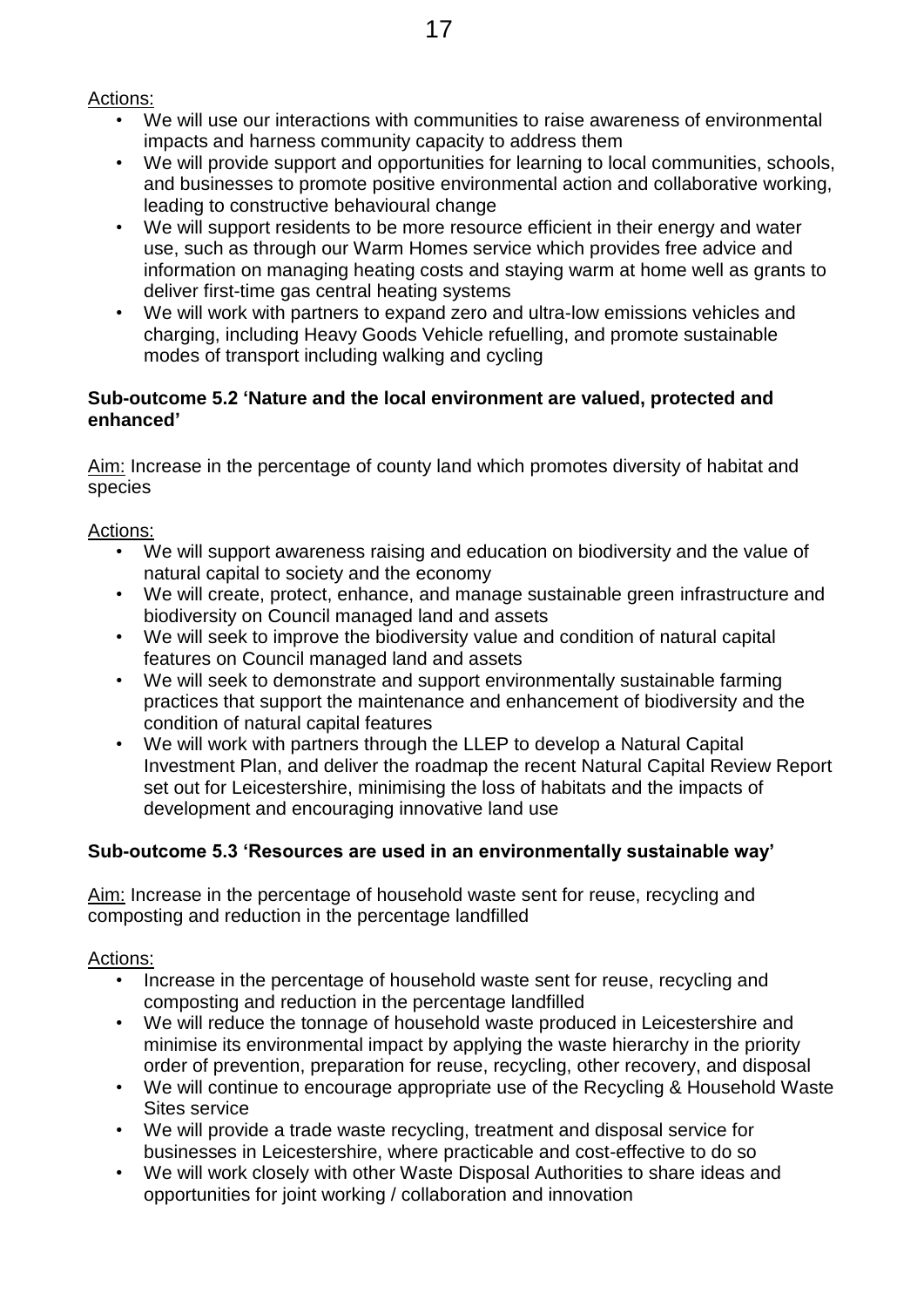Actions:

- We will use our interactions with communities to raise awareness of environmental impacts and harness community capacity to address them
- We will provide support and opportunities for learning to local communities, schools, and businesses to promote positive environmental action and collaborative working, leading to constructive behavioural change
- We will support residents to be more resource efficient in their energy and water use, such as through our Warm Homes service which provides free advice and information on managing heating costs and staying warm at home well as grants to deliver first-time gas central heating systems
- We will work with partners to expand zero and ultra-low emissions vehicles and charging, including Heavy Goods Vehicle refuelling, and promote sustainable modes of transport including walking and cycling

**Sub-outcome 5.2 'Nature and the local environment are valued, protected and enhanced'**

Aim: Increase in the percentage of county land which promotes diversity of habitat and species

Actions:

- We will support awareness raising and education on biodiversity and the value of natural capital to society and the economy
- We will create, protect, enhance, and manage sustainable green infrastructure and biodiversity on Council managed land and assets
- We will seek to improve the biodiversity value and condition of natural capital features on Council managed land and assets
- We will seek to demonstrate and support environmentally sustainable farming practices that support the maintenance and enhancement of biodiversity and the condition of natural capital features
- We will work with partners through the LLEP to develop a Natural Capital Investment Plan, and deliver the roadmap the recent Natural Capital Review Report set out for Leicestershire, minimising the loss of habitats and the impacts of development and encouraging innovative land use

**Sub-outcome 5.3 'Resources are used in an environmentally sustainable way'**

Aim: Increase in the percentage of household waste sent for reuse, recycling and composting and reduction in the percentage landfilled

Actions:

- Increase in the percentage of household waste sent for reuse, recycling and composting and reduction in the percentage landfilled
- We will reduce the tonnage of household waste produced in Leicestershire and minimise its environmental impact by applying the waste hierarchy in the priority order of prevention, preparation for reuse, recycling, other recovery, and disposal
- We will continue to encourage appropriate use of the Recycling & Household Waste Sites service
- We will provide a trade waste recycling, treatment and disposal service for businesses in Leicestershire, where practicable and cost-effective to do so
- We will work closely with other Waste Disposal Authorities to share ideas and opportunities for joint working / collaboration and innovation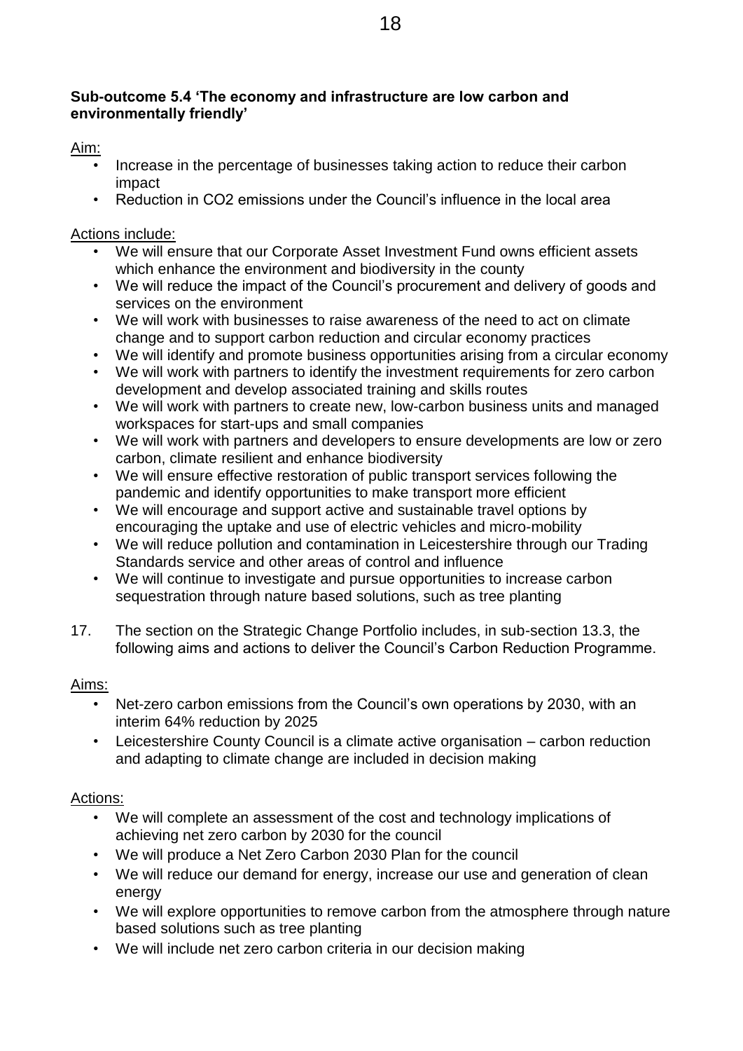**Sub-outcome 5.4 'The economy and infrastructure are low carbon and environmentally friendly'**

Aim:

- Increase in the percentage of businesses taking action to reduce their carbon impact
- Reduction in $CO_2$ emissions under the Council's influence in the local area

Actions include:

- We will ensure that our Corporate Asset Investment Fund owns efficient assets which enhance the environment and biodiversity in the county
- We will reduce the impact of the Council's procurement and delivery of goods and services on the environment
- We will work with businesses to raise awareness of the need to act on climate change and to support carbon reduction and circular economy practices
- We will identify and promote business opportunities arising from a circular economy
- We will work with partners to identify the investment requirements for zero carbon development and develop associated training and skills routes
- We will work with partners to create new, low-carbon business units and managed workspaces for start-ups and small companies
- We will work with partners and developers to ensure developments are low or zero carbon, climate resilient and enhance biodiversity
- We will ensure effective restoration of public transport services following the pandemic and identify opportunities to make transport more efficient
- We will encourage and support active and sustainable travel options by encouraging the uptake and use of electric vehicles and micro-mobility
- We will reduce pollution and contamination in Leicestershire through our Trading Standards service and other areas of control and influence
- We will continue to investigate and pursue opportunities to increase carbon sequestration through nature based solutions, such as tree planting

17. The section on the Strategic Change Portfolio includes, in sub-section 13.3, the following aims and actions to deliver the Council's Carbon Reduction Programme.

Aims:

- Net-zero carbon emissions from the Council's own operations by 2030, with an interim 64% reduction by 2025
- Leicestershire County Council is a climate active organisation – carbon reduction and adapting to climate change are included in decision making

Actions:

- We will complete an assessment of the cost and technology implications of achieving net zero carbon by 2030 for the council
- We will produce a Net Zero Carbon 2030 Plan for the council
- We will reduce our demand for energy, increase our use and generation of clean energy
- We will explore opportunities to remove carbon from the atmosphere through nature based solutions such as tree planting
- We will include net zero carbon criteria in our decision making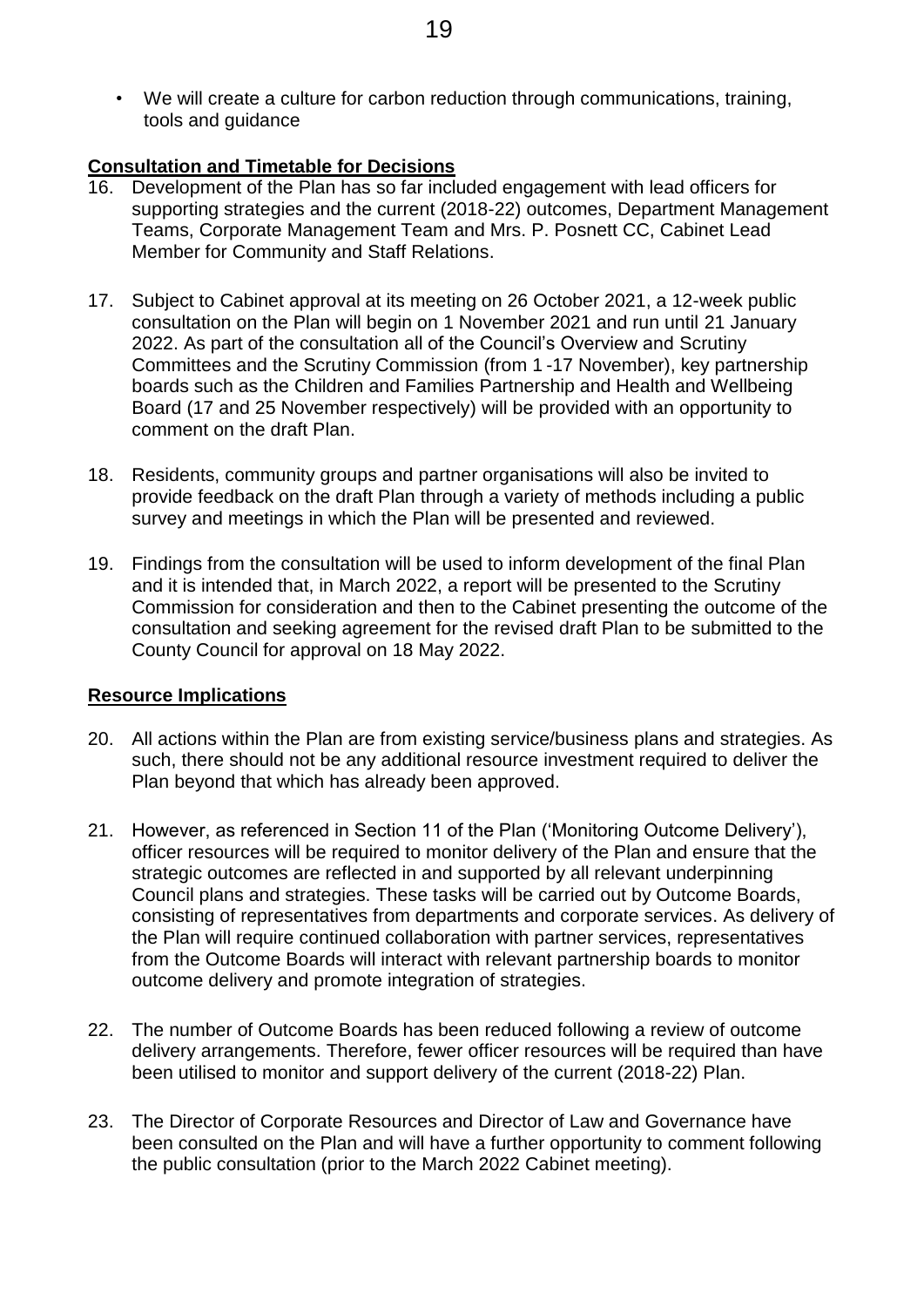- We will create a culture for carbon reduction through communications, training, tools and guidance

**Consultation and Timetable for Decisions**

16. Development of the Plan has so far included engagement with lead officers for supporting strategies and the current (2018-22) outcomes, Department Management Teams, Corporate Management Team and Mrs. P. Posnett CC, Cabinet Lead Member for Community and Staff Relations.

17. Subject to Cabinet approval at its meeting on 26 October 2021, a 12-week public consultation on the Plan will begin on 1 November 2021 and run until 21 January 2022. As part of the consultation all of the Council's Overview and Scrutiny Committees and the Scrutiny Commission (from 1 -17 November), key partnership boards such as the Children and Families Partnership and Health and Wellbeing Board (17 and 25 November respectively) will be provided with an opportunity to comment on the draft Plan.

18. Residents, community groups and partner organisations will also be invited to provide feedback on the draft Plan through a variety of methods including a public survey and meetings in which the Plan will be presented and reviewed.

19. Findings from the consultation will be used to inform development of the final Plan and it is intended that, in March 2022, a report will be presented to the Scrutiny Commission for consideration and then to the Cabinet presenting the outcome of the consultation and seeking agreement for the revised draft Plan to be submitted to the County Council for approval on 18 May 2022.

**Resource Implications**

20. All actions within the Plan are from existing service/business plans and strategies. As such, there should not be any additional resource investment required to deliver the Plan beyond that which has already been approved.

21. However, as referenced in Section 11 of the Plan ('Monitoring Outcome Delivery'), officer resources will be required to monitor delivery of the Plan and ensure that the strategic outcomes are reflected in and supported by all relevant underpinning Council plans and strategies. These tasks will be carried out by Outcome Boards, consisting of representatives from departments and corporate services. As delivery of the Plan will require continued collaboration with partner services, representatives from the Outcome Boards will interact with relevant partnership boards to monitor outcome delivery and promote integration of strategies.

22. The number of Outcome Boards has been reduced following a review of outcome delivery arrangements. Therefore, fewer officer resources will be required than have been utilised to monitor and support delivery of the current (2018-22) Plan.

23. The Director of Corporate Resources and Director of Law and Governance have been consulted on the Plan and will have a further opportunity to comment following the public consultation (prior to the March 2022 Cabinet meeting).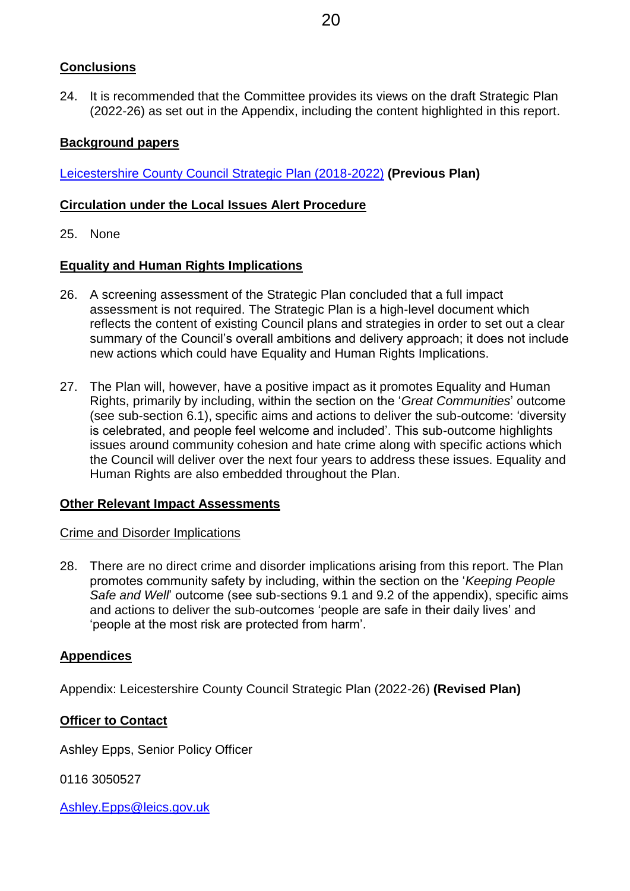## Conclusions

24. It is recommended that the Committee provides its views on the draft Strategic Plan (2022-26) as set out in the Appendix, including the content highlighted in this report.

## Background papers

Leicestershire County Council Strategic Plan (2018-2022) **(Previous Plan)**

## Circulation under the Local Issues Alert Procedure

25. None

## Equality and Human Rights Implications

26. A screening assessment of the Strategic Plan concluded that a full impact assessment is not required. The Strategic Plan is a high-level document which reflects the content of existing Council plans and strategies in order to set out a clear summary of the Council's overall ambitions and delivery approach; it does not include new actions which could have Equality and Human Rights Implications.

27. The Plan will, however, have a positive impact as it promotes Equality and Human Rights, primarily by including, within the section on the '*Great Communities*' outcome (see sub-section 6.1), specific aims and actions to deliver the sub-outcome: 'diversity is celebrated, and people feel welcome and included'. This sub-outcome highlights issues around community cohesion and hate crime along with specific actions which the Council will deliver over the next four years to address these issues. Equality and Human Rights are also embedded throughout the Plan.

## Other Relevant Impact Assessments

### Crime and Disorder Implications

28. There are no direct crime and disorder implications arising from this report. The Plan promotes community safety by including, within the section on the '*Keeping People Safe and Well*' outcome (see sub-sections 9.1 and 9.2 of the appendix), specific aims and actions to deliver the sub-outcomes 'people are safe in their daily lives' and 'people at the most risk are protected from harm'.

## Appendices

Appendix: Leicestershire County Council Strategic Plan (2022-26) **(Revised Plan)**

## Officer to Contact

Ashley Epps, Senior Policy Officer

0116 3050527

Ashley.Epps@leics.gov.uk